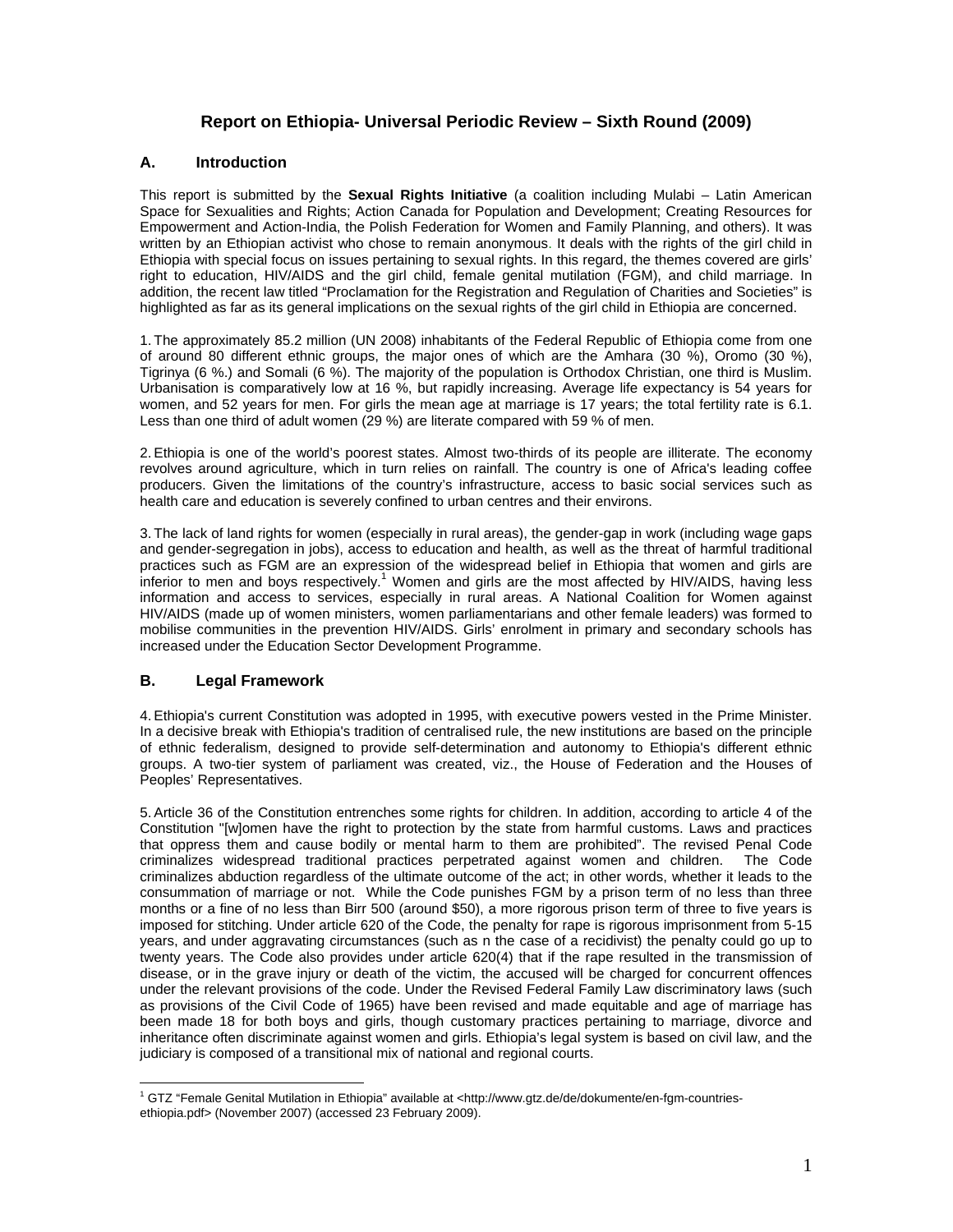# Report on Ethiopia- Universal Periodic Review – Sixth Round (2009)

## A. Introduction

This report is submitted by the **Sexual Rights Initiative** (a coalition including Mulabi – Latin American Space for Sexualities and Rights; Action Canada for Population and Development; Creating Resources for Empowerment and Action-India, the Polish Federation for Women and Family Planning, and others). It was written by an Ethiopian activist who chose to remain anonymous. It deals with the rights of the girl child in Ethiopia with special focus on issues pertaining to sexual rights. In this regard, the themes covered are girls' right to education, HIV/AIDS and the girl child, female genital mutilation (FGM), and child marriage. In addition, the recent law titled "Proclamation for the Registration and Regulation of Charities and Societies" is highlighted as far as its general implications on the sexual rights of the girl child in Ethiopia are concerned.

1. The approximately 85.2 million (UN 2008) inhabitants of the Federal Republic of Ethiopia come from one of around 80 different ethnic groups, the major ones of which are the Amhara (30 %), Oromo (30 %), Tigrinya (6 %.) and Somali (6 %). The majority of the population is Orthodox Christian, one third is Muslim. Urbanisation is comparatively low at 16 %, but rapidly increasing. Average life expectancy is 54 years for women, and 52 years for men. For girls the mean age at marriage is 17 years; the total fertility rate is 6.1. Less than one third of adult women (29 %) are literate compared with 59 % of men.

2. Ethiopia is one of the world's poorest states. Almost two-thirds of its people are illiterate. The economy revolves around agriculture, which in turn relies on rainfall. The country is one of Africa's leading coffee producers. Given the limitations of the country's infrastructure, access to basic social services such as health care and education is severely confined to urban centres and their environs.

3. The lack of land rights for women (especially in rural areas), the gender-gap in work (including wage gaps and gender-segregation in jobs), access to education and health, as well as the threat of harmful traditional practices such as FGM are an expression of the widespread belief in Ethiopia that women and girls are inferior to men and boys respectively.[1] Women and girls are the most affected by HIV/AIDS, having less information and access to services, especially in rural areas. A National Coalition for Women against HIV/AIDS (made up of women ministers, women parliamentarians and other female leaders) was formed to mobilise communities in the prevention HIV/AIDS. Girls' enrolment in primary and secondary schools has increased under the Education Sector Development Programme.

## B. Legal Framework

4. Ethiopia's current Constitution was adopted in 1995, with executive powers vested in the Prime Minister. In a decisive break with Ethiopia's tradition of centralised rule, the new institutions are based on the principle of ethnic federalism, designed to provide self-determination and autonomy to Ethiopia's different ethnic groups. A two-tier system of parliament was created, viz., the House of Federation and the Houses of Peoples' Representatives.

5. Article 36 of the Constitution entrenches some rights for children. In addition, according to article 4 of the Constitution "[w]omen have the right to protection by the state from harmful customs. Laws and practices that oppress them and cause bodily or mental harm to them are prohibited". The revised Penal Code criminalizes widespread traditional practices perpetrated against women and children. The Code criminalizes abduction regardless of the ultimate outcome of the act; in other words, whether it leads to the consummation of marriage or not. While the Code punishes FGM by a prison term of no less than three months or a fine of no less than Birr 500 (around $50), a more rigorous prison term of three to five years is imposed for stitching. Under article 620 of the Code, the penalty for rape is rigorous imprisonment from 5-15 years, and under aggravating circumstances (such as n the case of a recidivist) the penalty could go up to twenty years. The Code also provides under article 620(4) that if the rape resulted in the transmission of disease, or in the grave injury or death of the victim, the accused will be charged for concurrent offences under the relevant provisions of the code. Under the Revised Federal Family Law discriminatory laws (such as provisions of the Civil Code of 1965) have been revised and made equitable and age of marriage has been made 18 for both boys and girls, though customary practices pertaining to marriage, divorce and inheritance often discriminate against women and girls. Ethiopia's legal system is based on civil law, and the judiciary is composed of a transitional mix of national and regional courts.

---

[1] GTZ "Female Genital Mutilation in Ethiopia" available at <http://www.gtz.de/de/dokumente/en-fgm-countries-ethiopia.pdf> (November 2007) (accessed 23 February 2009).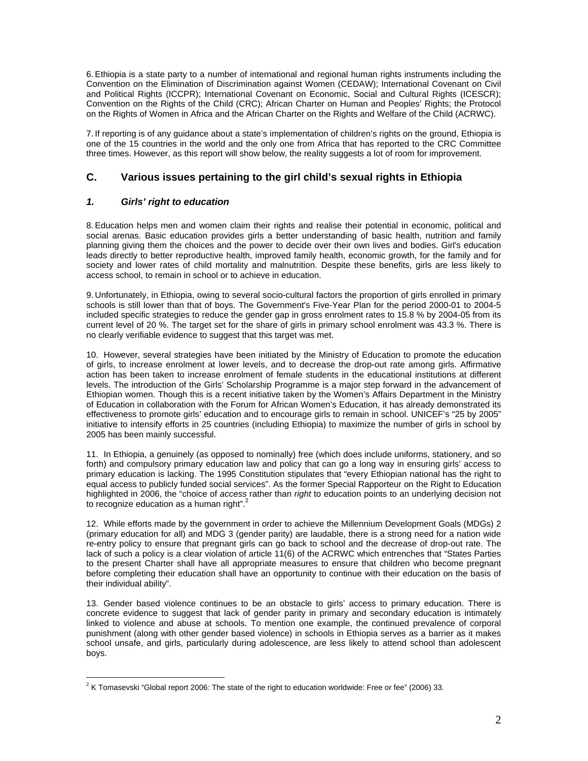6. Ethiopia is a state party to a number of international and regional human rights instruments including the Convention on the Elimination of Discrimination against Women (CEDAW); International Covenant on Civil and Political Rights (ICCPR); International Covenant on Economic, Social and Cultural Rights (ICESCR); Convention on the Rights of the Child (CRC); African Charter on Human and Peoples' Rights; the Protocol on the Rights of Women in Africa and the African Charter on the Rights and Welfare of the Child (ACRWC).

7. If reporting is of any guidance about a state's implementation of children's rights on the ground, Ethiopia is one of the 15 countries in the world and the only one from Africa that has reported to the CRC Committee three times. However, as this report will show below, the reality suggests a lot of room for improvement.

## C. Various issues pertaining to the girl child's sexual rights in Ethiopia

### *1. Girls' right to education*

8. Education helps men and women claim their rights and realise their potential in economic, political and social arenas. Basic education provides girls a better understanding of basic health, nutrition and family planning giving them the choices and the power to decide over their own lives and bodies. Girl's education leads directly to better reproductive health, improved family health, economic growth, for the family and for society and lower rates of child mortality and malnutrition. Despite these benefits, girls are less likely to access school, to remain in school or to achieve in education.

9. Unfortunately, in Ethiopia, owing to several socio-cultural factors the proportion of girls enrolled in primary schools is still lower than that of boys. The Government's Five-Year Plan for the period 2000-01 to 2004-5 included specific strategies to reduce the gender gap in gross enrolment rates to 15.8 % by 2004-05 from its current level of 20 %. The target set for the share of girls in primary school enrolment was 43.3 %. There is no clearly verifiable evidence to suggest that this target was met.

10. However, several strategies have been initiated by the Ministry of Education to promote the education of girls, to increase enrolment at lower levels, and to decrease the drop-out rate among girls. Affirmative action has been taken to increase enrolment of female students in the educational institutions at different levels. The introduction of the Girls' Scholarship Programme is a major step forward in the advancement of Ethiopian women. Though this is a recent initiative taken by the Women's Affairs Department in the Ministry of Education in collaboration with the Forum for African Women's Education, it has already demonstrated its effectiveness to promote girls' education and to encourage girls to remain in school. UNICEF's "25 by 2005" initiative to intensify efforts in 25 countries (including Ethiopia) to maximize the number of girls in school by 2005 has been mainly successful.

11. In Ethiopia, a genuinely (as opposed to nominally) free (which does include uniforms, stationery, and so forth) and compulsory primary education law and policy that can go a long way in ensuring girls' access to primary education is lacking. The 1995 Constitution stipulates that "every Ethiopian national has the right to equal access to publicly funded social services". As the former Special Rapporteur on the Right to Education highlighted in 2006, the "choice of *access* rather than *right* to education points to an underlying decision not to recognize education as a human right".[2]

12. While efforts made by the government in order to achieve the Millennium Development Goals (MDGs) 2 (primary education for all) and MDG 3 (gender parity) are laudable, there is a strong need for a nation wide re-entry policy to ensure that pregnant girls can go back to school and the decrease of drop-out rate. The lack of such a policy is a clear violation of article 11(6) of the ACRWC which entrenches that "States Parties to the present Charter shall have all appropriate measures to ensure that children who become pregnant before completing their education shall have an opportunity to continue with their education on the basis of their individual ability".

13. Gender based violence continues to be an obstacle to girls' access to primary education. There is concrete evidence to suggest that lack of gender parity in primary and secondary education is intimately linked to violence and abuse at schools. To mention one example, the continued prevalence of corporal punishment (along with other gender based violence) in schools in Ethiopia serves as a barrier as it makes school unsafe, and girls, particularly during adolescence, are less likely to attend school than adolescent boys.

---

[2] K Tomasevski "Global report 2006: The state of the right to education worldwide: Free or fee" (2006) 33.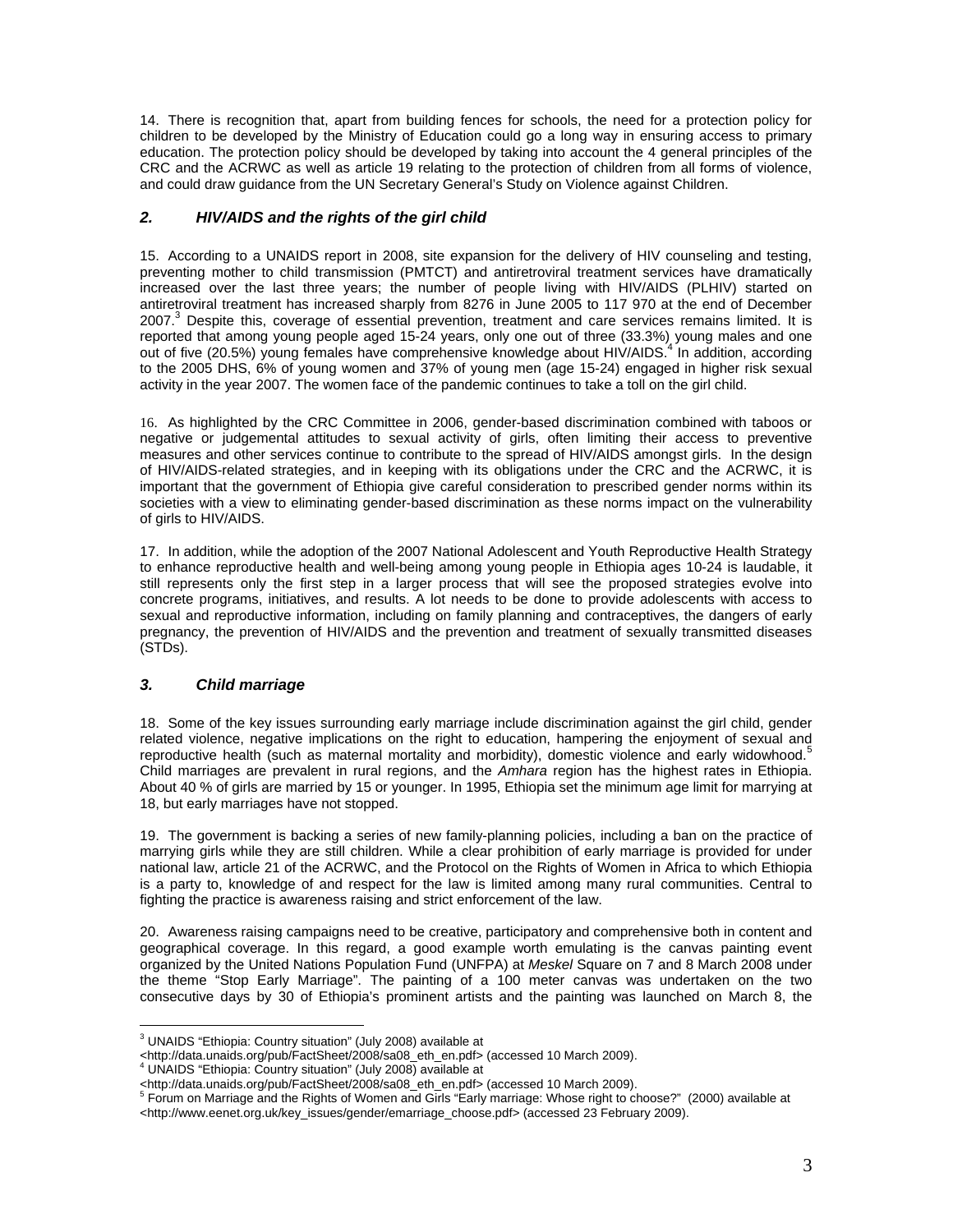14. There is recognition that, apart from building fences for schools, the need for a protection policy for children to be developed by the Ministry of Education could go a long way in ensuring access to primary education. The protection policy should be developed by taking into account the 4 general principles of the CRC and the ACRWC as well as article 19 relating to the protection of children from all forms of violence, and could draw guidance from the UN Secretary General's Study on Violence against Children.

## *2. HIV/AIDS and the rights of the girl child*

15. According to a UNAIDS report in 2008, site expansion for the delivery of HIV counseling and testing, preventing mother to child transmission (PMTCT) and antiretroviral treatment services have dramatically increased over the last three years; the number of people living with HIV/AIDS (PLHIV) started on antiretroviral treatment has increased sharply from 8276 in June 2005 to 117 970 at the end of December 2007.[3] Despite this, coverage of essential prevention, treatment and care services remains limited. It is reported that among young people aged 15-24 years, only one out of three (33.3%) young males and one out of five (20.5%) young females have comprehensive knowledge about HIV/AIDS.[4] In addition, according to the 2005 DHS, 6% of young women and 37% of young men (age 15-24) engaged in higher risk sexual activity in the year 2007. The women face of the pandemic continues to take a toll on the girl child.

16. As highlighted by the CRC Committee in 2006, gender-based discrimination combined with taboos or negative or judgemental attitudes to sexual activity of girls, often limiting their access to preventive measures and other services continue to contribute to the spread of HIV/AIDS amongst girls. In the design of HIV/AIDS-related strategies, and in keeping with its obligations under the CRC and the ACRWC, it is important that the government of Ethiopia give careful consideration to prescribed gender norms within its societies with a view to eliminating gender-based discrimination as these norms impact on the vulnerability of girls to HIV/AIDS.

17. In addition, while the adoption of the 2007 National Adolescent and Youth Reproductive Health Strategy to enhance reproductive health and well-being among young people in Ethiopia ages 10-24 is laudable, it still represents only the first step in a larger process that will see the proposed strategies evolve into concrete programs, initiatives, and results. A lot needs to be done to provide adolescents with access to sexual and reproductive information, including on family planning and contraceptives, the dangers of early pregnancy, the prevention of HIV/AIDS and the prevention and treatment of sexually transmitted diseases (STDs).

## *3. Child marriage*

18. Some of the key issues surrounding early marriage include discrimination against the girl child, gender related violence, negative implications on the right to education, hampering the enjoyment of sexual and reproductive health (such as maternal mortality and morbidity), domestic violence and early widowhood.[5] Child marriages are prevalent in rural regions, and the *Amhara* region has the highest rates in Ethiopia. About 40 % of girls are married by 15 or younger. In 1995, Ethiopia set the minimum age limit for marrying at 18, but early marriages have not stopped.

19. The government is backing a series of new family-planning policies, including a ban on the practice of marrying girls while they are still children. While a clear prohibition of early marriage is provided for under national law, article 21 of the ACRWC, and the Protocol on the Rights of Women in Africa to which Ethiopia is a party to, knowledge of and respect for the law is limited among many rural communities. Central to fighting the practice is awareness raising and strict enforcement of the law.

20. Awareness raising campaigns need to be creative, participatory and comprehensive both in content and geographical coverage. In this regard, a good example worth emulating is the canvas painting event organized by the United Nations Population Fund (UNFPA) at *Meskel* Square on 7 and 8 March 2008 under the theme "Stop Early Marriage". The painting of a 100 meter canvas was undertaken on the two consecutive days by 30 of Ethiopia's prominent artists and the painting was launched on March 8, the

---

[3] UNAIDS "Ethiopia: Country situation" (July 2008) available at <http://data.unaids.org/pub/FactSheet/2008/sa08_eth_en.pdf> (accessed 10 March 2009).

[4] UNAIDS "Ethiopia: Country situation" (July 2008) available at <http://data.unaids.org/pub/FactSheet/2008/sa08_eth_en.pdf> (accessed 10 March 2009).

[5] Forum on Marriage and the Rights of Women and Girls "Early marriage: Whose right to choose?" (2000) available at <http://www.eenet.org.uk/key_issues/gender/emarriage_choose.pdf> (accessed 23 February 2009).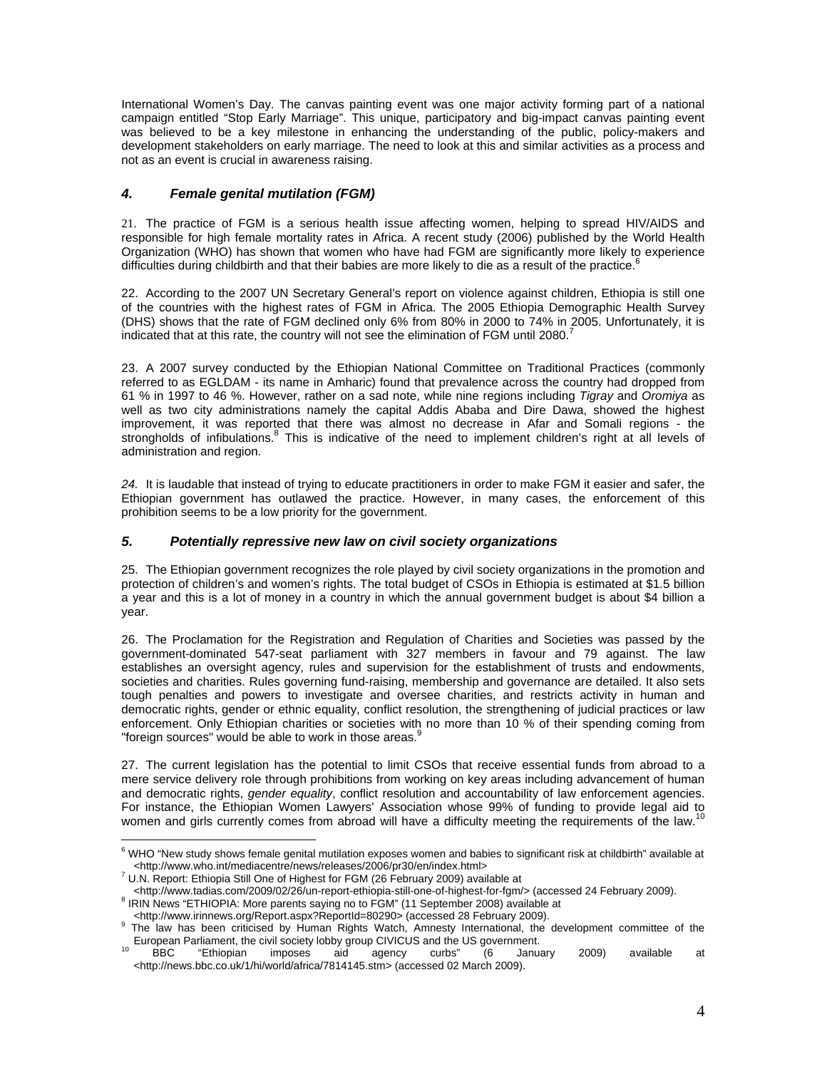International Women's Day. The canvas painting event was one major activity forming part of a national campaign entitled "Stop Early Marriage". This unique, participatory and big-impact canvas painting event was believed to be a key milestone in enhancing the understanding of the public, policy-makers and development stakeholders on early marriage. The need to look at this and similar activities as a process and not as an event is crucial in awareness raising.

### *4. Female genital mutilation (FGM)*

21. The practice of FGM is a serious health issue affecting women, helping to spread HIV/AIDS and responsible for high female mortality rates in Africa. A recent study (2006) published by the World Health Organization (WHO) has shown that women who have had FGM are significantly more likely to experience difficulties during childbirth and that their babies are more likely to die as a result of the practice.[6]

22. According to the 2007 UN Secretary General's report on violence against children, Ethiopia is still one of the countries with the highest rates of FGM in Africa. The 2005 Ethiopia Demographic Health Survey (DHS) shows that the rate of FGM declined only 6% from 80% in 2000 to 74% in 2005. Unfortunately, it is indicated that at this rate, the country will not see the elimination of FGM until 2080.[7]

23. A 2007 survey conducted by the Ethiopian National Committee on Traditional Practices (commonly referred to as EGLDAM - its name in Amharic) found that prevalence across the country had dropped from 61 % in 1997 to 46 %. However, rather on a sad note, while nine regions including *Tigray* and *Oromiya* as well as two city administrations namely the capital Addis Ababa and Dire Dawa, showed the highest improvement, it was reported that there was almost no decrease in Afar and Somali regions - the strongholds of infibulations.[8] This is indicative of the need to implement children's right at all levels of administration and region.

*24.* It is laudable that instead of trying to educate practitioners in order to make FGM it easier and safer, the Ethiopian government has outlawed the practice. However, in many cases, the enforcement of this prohibition seems to be a low priority for the government.

### *5. Potentially repressive new law on civil society organizations*

25. The Ethiopian government recognizes the role played by civil society organizations in the promotion and protection of children's and women's rights. The total budget of CSOs in Ethiopia is estimated at $1.5 billion a year and this is a lot of money in a country in which the annual government budget is about $4 billion a year.

26. The Proclamation for the Registration and Regulation of Charities and Societies was passed by the government-dominated 547-seat parliament with 327 members in favour and 79 against. The law establishes an oversight agency, rules and supervision for the establishment of trusts and endowments, societies and charities. Rules governing fund-raising, membership and governance are detailed. It also sets tough penalties and powers to investigate and oversee charities, and restricts activity in human and democratic rights, gender or ethnic equality, conflict resolution, the strengthening of judicial practices or law enforcement. Only Ethiopian charities or societies with no more than 10 % of their spending coming from "foreign sources" would be able to work in those areas.[9]

27. The current legislation has the potential to limit CSOs that receive essential funds from abroad to a mere service delivery role through prohibitions from working on key areas including advancement of human and democratic rights, *gender equality*, conflict resolution and accountability of law enforcement agencies. For instance, the Ethiopian Women Lawyers' Association whose 99% of funding to provide legal aid to women and girls currently comes from abroad will have a difficulty meeting the requirements of the law.[10]

---

[6] WHO "New study shows female genital mutilation exposes women and babies to significant risk at childbirth" available at <http://www.who.int/mediacentre/news/releases/2006/pr30/en/index.html>

[7] U.N. Report: Ethiopia Still One of Highest for FGM (26 February 2009) available at <http://www.tadias.com/2009/02/26/un-report-ethiopia-still-one-of-highest-for-fgm/> (accessed 24 February 2009).

[8] IRIN News "ETHIOPIA: More parents saying no to FGM" (11 September 2008) available at <http://www.irinnews.org/Report.aspx?ReportId=80290> (accessed 28 February 2009).

[9] The law has been criticised by Human Rights Watch, Amnesty International, the development committee of the European Parliament, the civil society lobby group CIVICUS and the US government.

[10] BBC "Ethiopian imposes aid agency curbs" (6 January 2009) available at <http://news.bbc.co.uk/1/hi/world/africa/7814145.stm> (accessed 02 March 2009).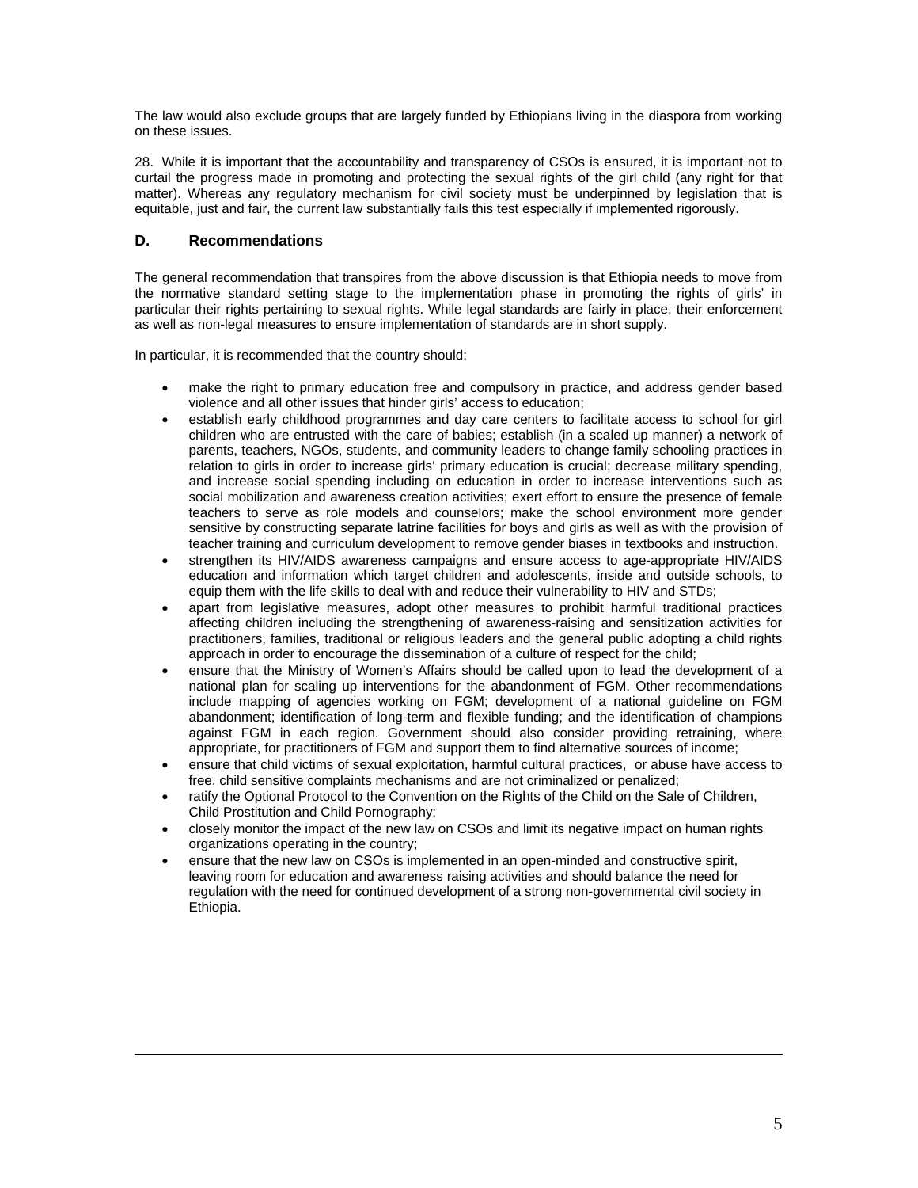The law would also exclude groups that are largely funded by Ethiopians living in the diaspora from working on these issues.

28. While it is important that the accountability and transparency of CSOs is ensured, it is important not to curtail the progress made in promoting and protecting the sexual rights of the girl child (any right for that matter). Whereas any regulatory mechanism for civil society must be underpinned by legislation that is equitable, just and fair, the current law substantially fails this test especially if implemented rigorously.

## D. Recommendations

The general recommendation that transpires from the above discussion is that Ethiopia needs to move from the normative standard setting stage to the implementation phase in promoting the rights of girls' in particular their rights pertaining to sexual rights. While legal standards are fairly in place, their enforcement as well as non-legal measures to ensure implementation of standards are in short supply.

In particular, it is recommended that the country should:

- make the right to primary education free and compulsory in practice, and address gender based violence and all other issues that hinder girls' access to education;
- establish early childhood programmes and day care centers to facilitate access to school for girl children who are entrusted with the care of babies; establish (in a scaled up manner) a network of parents, teachers, NGOs, students, and community leaders to change family schooling practices in relation to girls in order to increase girls' primary education is crucial; decrease military spending, and increase social spending including on education in order to increase interventions such as social mobilization and awareness creation activities; exert effort to ensure the presence of female teachers to serve as role models and counselors; make the school environment more gender sensitive by constructing separate latrine facilities for boys and girls as well as with the provision of teacher training and curriculum development to remove gender biases in textbooks and instruction.
- strengthen its HIV/AIDS awareness campaigns and ensure access to age-appropriate HIV/AIDS education and information which target children and adolescents, inside and outside schools, to equip them with the life skills to deal with and reduce their vulnerability to HIV and STDs;
- apart from legislative measures, adopt other measures to prohibit harmful traditional practices affecting children including the strengthening of awareness-raising and sensitization activities for practitioners, families, traditional or religious leaders and the general public adopting a child rights approach in order to encourage the dissemination of a culture of respect for the child;
- ensure that the Ministry of Women's Affairs should be called upon to lead the development of a national plan for scaling up interventions for the abandonment of FGM. Other recommendations include mapping of agencies working on FGM; development of a national guideline on FGM abandonment; identification of long-term and flexible funding; and the identification of champions against FGM in each region. Government should also consider providing retraining, where appropriate, for practitioners of FGM and support them to find alternative sources of income;
- ensure that child victims of sexual exploitation, harmful cultural practices, or abuse have access to free, child sensitive complaints mechanisms and are not criminalized or penalized;
- ratify the Optional Protocol to the Convention on the Rights of the Child on the Sale of Children, Child Prostitution and Child Pornography;
- closely monitor the impact of the new law on CSOs and limit its negative impact on human rights organizations operating in the country;
- ensure that the new law on CSOs is implemented in an open-minded and constructive spirit, leaving room for education and awareness raising activities and should balance the need for regulation with the need for continued development of a strong non-governmental civil society in Ethiopia.